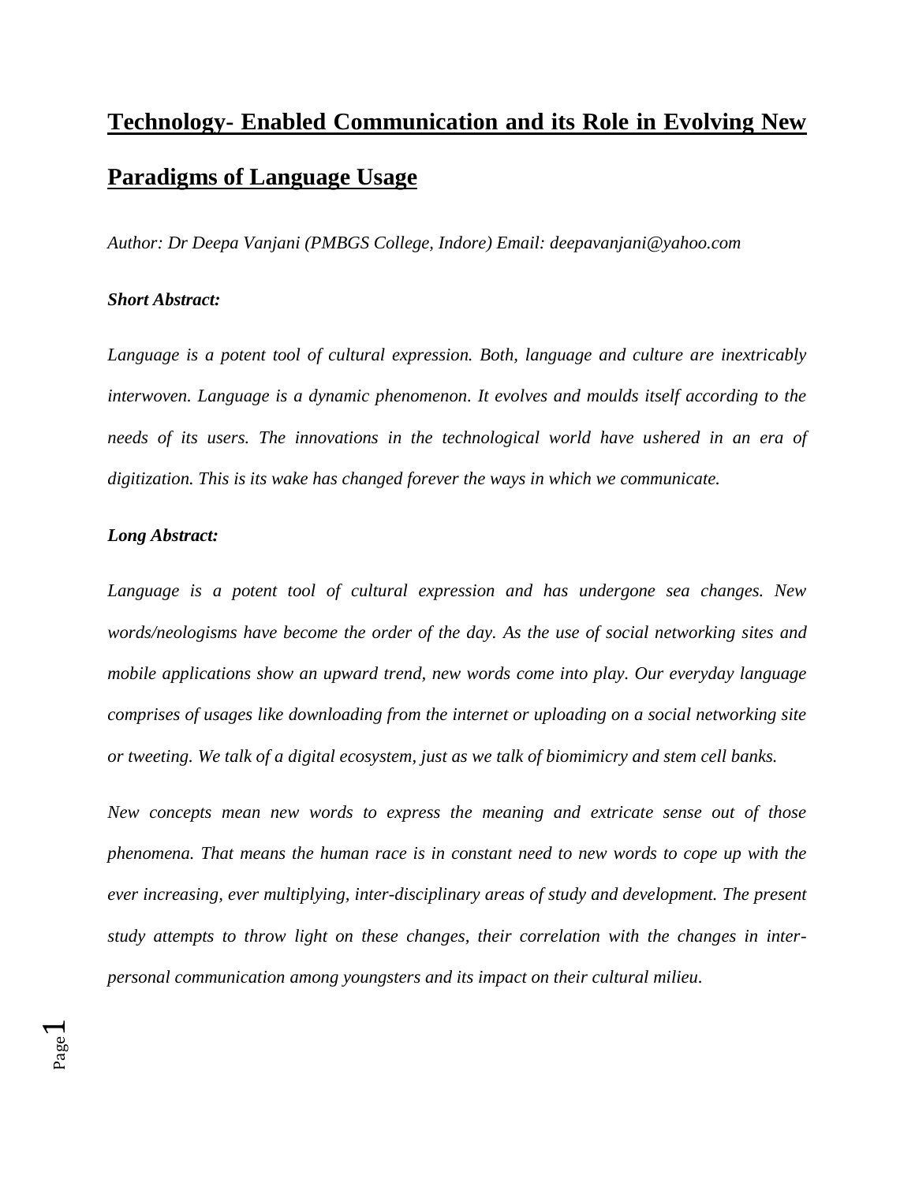# **Technology- Enabled Communication and its Role in Evolving New Paradigms of Language Usage**

*Author: Dr Deepa Vanjani (PMBGS College, Indore) Email: deepavanjani@yahoo.com*

***Short Abstract:***

*Language is a potent tool of cultural expression. Both, language and culture are inextricably interwoven. Language is a dynamic phenomenon. It evolves and moulds itself according to the needs of its users. The innovations in the technological world have ushered in an era of digitization. This is its wake has changed forever the ways in which we communicate.*

***Long Abstract:***

*Language is a potent tool of cultural expression and has undergone sea changes. New words/neologisms have become the order of the day. As the use of social networking sites and mobile applications show an upward trend, new words come into play. Our everyday language comprises of usages like downloading from the internet or uploading on a social networking site or tweeting. We talk of a digital ecosystem, just as we talk of biomimicry and stem cell banks.*

*New concepts mean new words to express the meaning and extricate sense out of those phenomena. That means the human race is in constant need to new words to cope up with the ever increasing, ever multiplying, inter-disciplinary areas of study and development. The present study attempts to throw light on these changes, their correlation with the changes in inter-personal communication among youngsters and its impact on their cultural milieu.*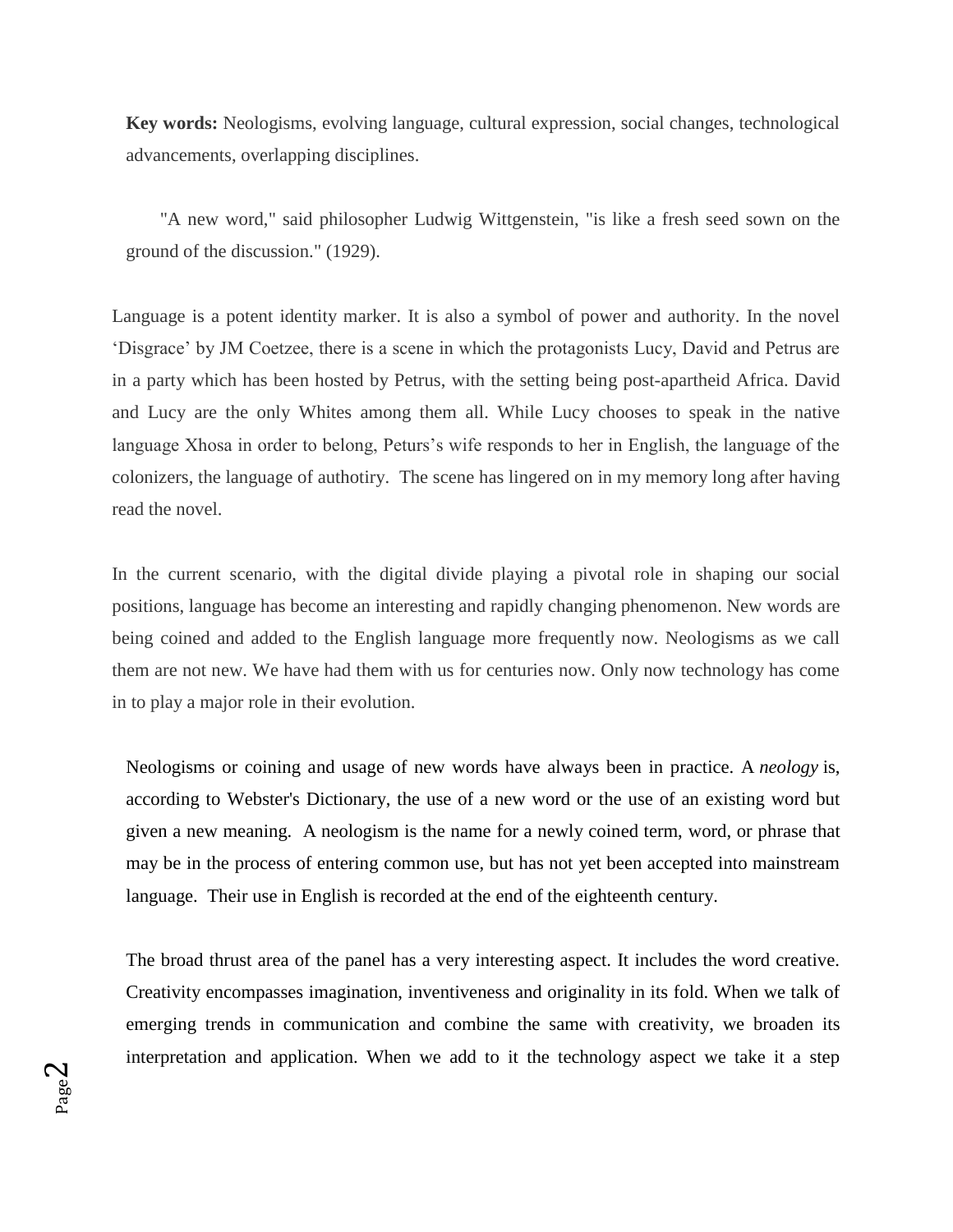**Key words:** Neologisms, evolving language, cultural expression, social changes, technological advancements, overlapping disciplines.

"A new word," said philosopher Ludwig Wittgenstein, "is like a fresh seed sown on the ground of the discussion." (1929).

Language is a potent identity marker. It is also a symbol of power and authority. In the novel 'Disgrace' by JM Coetzee, there is a scene in which the protagonists Lucy, David and Petrus are in a party which has been hosted by Petrus, with the setting being post-apartheid Africa. David and Lucy are the only Whites among them all. While Lucy chooses to speak in the native language Xhosa in order to belong, Peturs's wife responds to her in English, the language of the colonizers, the language of authotiry. The scene has lingered on in my memory long after having read the novel.

In the current scenario, with the digital divide playing a pivotal role in shaping our social positions, language has become an interesting and rapidly changing phenomenon. New words are being coined and added to the English language more frequently now. Neologisms as we call them are not new. We have had them with us for centuries now. Only now technology has come in to play a major role in their evolution.

Neologisms or coining and usage of new words have always been in practice. A *neology* is, according to Webster's Dictionary, the use of a new word or the use of an existing word but given a new meaning. A neologism is the name for a newly coined term, word, or phrase that may be in the process of entering common use, but has not yet been accepted into mainstream language. Their use in English is recorded at the end of the eighteenth century.

The broad thrust area of the panel has a very interesting aspect. It includes the word creative. Creativity encompasses imagination, inventiveness and originality in its fold. When we talk of emerging trends in communication and combine the same with creativity, we broaden its interpretation and application. When we add to it the technology aspect we take it a step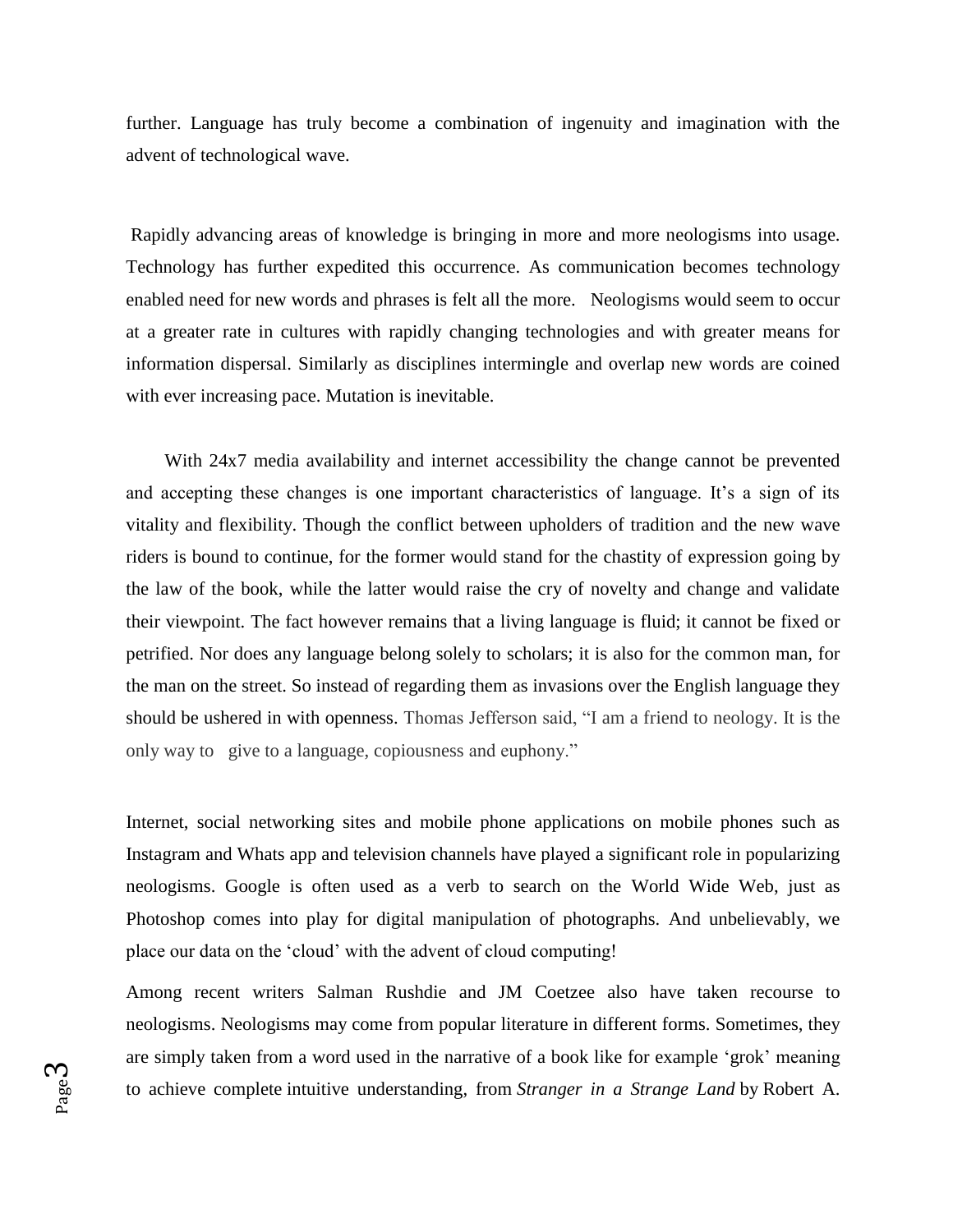further. Language has truly become a combination of ingenuity and imagination with the advent of technological wave.

Rapidly advancing areas of knowledge is bringing in more and more neologisms into usage. Technology has further expedited this occurrence. As communication becomes technology enabled need for new words and phrases is felt all the more. Neologisms would seem to occur at a greater rate in cultures with rapidly changing technologies and with greater means for information dispersal. Similarly as disciplines intermingle and overlap new words are coined with ever increasing pace. Mutation is inevitable.

With 24x7 media availability and internet accessibility the change cannot be prevented and accepting these changes is one important characteristics of language. It's a sign of its vitality and flexibility. Though the conflict between upholders of tradition and the new wave riders is bound to continue, for the former would stand for the chastity of expression going by the law of the book, while the latter would raise the cry of novelty and change and validate their viewpoint. The fact however remains that a living language is fluid; it cannot be fixed or petrified. Nor does any language belong solely to scholars; it is also for the common man, for the man on the street. So instead of regarding them as invasions over the English language they should be ushered in with openness. Thomas Jefferson said, "I am a friend to neology. It is the only way to give to a language, copiousness and euphony."

Internet, social networking sites and mobile phone applications on mobile phones such as Instagram and Whats app and television channels have played a significant role in popularizing neologisms. Google is often used as a verb to search on the World Wide Web, just as Photoshop comes into play for digital manipulation of photographs. And unbelievably, we place our data on the 'cloud' with the advent of cloud computing!

Among recent writers Salman Rushdie and JM Coetzee also have taken recourse to neologisms. Neologisms may come from popular literature in different forms. Sometimes, they are simply taken from a word used in the narrative of a book like for example 'grok' meaning to achieve complete intuitive understanding, from *Stranger in a Strange Land* by Robert A.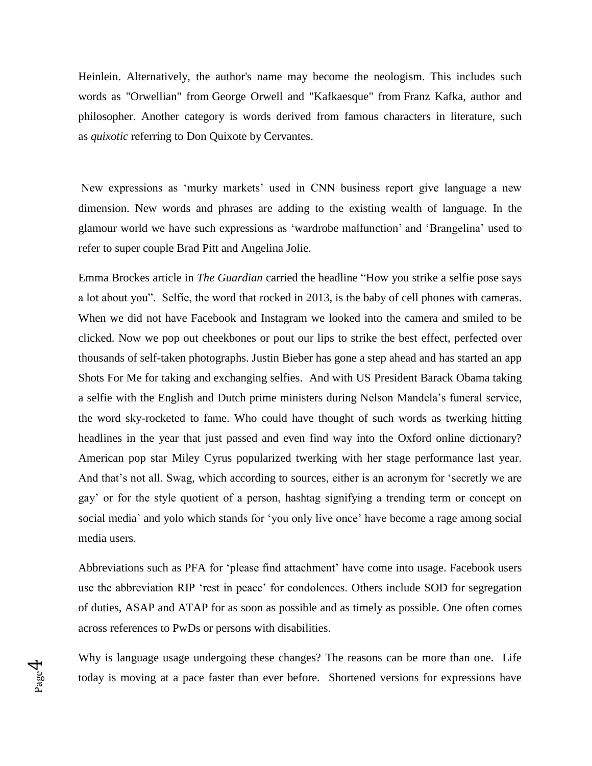Heinlein. Alternatively, the author's name may become the neologism. This includes such words as "Orwellian" from George Orwell and "Kafkaesque" from Franz Kafka, author and philosopher. Another category is words derived from famous characters in literature, such as *quixotic* referring to Don Quixote by Cervantes.

New expressions as 'murky markets' used in CNN business report give language a new dimension. New words and phrases are adding to the existing wealth of language. In the glamour world we have such expressions as 'wardrobe malfunction' and 'Brangelina' used to refer to super couple Brad Pitt and Angelina Jolie.

Emma Brockes article in *The Guardian* carried the headline "How you strike a selfie pose says a lot about you". Selfie, the word that rocked in 2013, is the baby of cell phones with cameras. When we did not have Facebook and Instagram we looked into the camera and smiled to be clicked. Now we pop out cheekbones or pout our lips to strike the best effect, perfected over thousands of self-taken photographs. Justin Bieber has gone a step ahead and has started an app Shots For Me for taking and exchanging selfies. And with US President Barack Obama taking a selfie with the English and Dutch prime ministers during Nelson Mandela's funeral service, the word sky-rocketed to fame. Who could have thought of such words as twerking hitting headlines in the year that just passed and even find way into the Oxford online dictionary? American pop star Miley Cyrus popularized twerking with her stage performance last year. And that's not all. Swag, which according to sources, either is an acronym for 'secretly we are gay' or for the style quotient of a person, hashtag signifying a trending term or concept on social media` and yolo which stands for 'you only live once' have become a rage among social media users.

Abbreviations such as PFA for 'please find attachment' have come into usage. Facebook users use the abbreviation RIP 'rest in peace' for condolences. Others include SOD for segregation of duties, ASAP and ATAP for as soon as possible and as timely as possible. One often comes across references to PwDs or persons with disabilities.

Why is language usage undergoing these changes? The reasons can be more than one. Life today is moving at a pace faster than ever before. Shortened versions for expressions have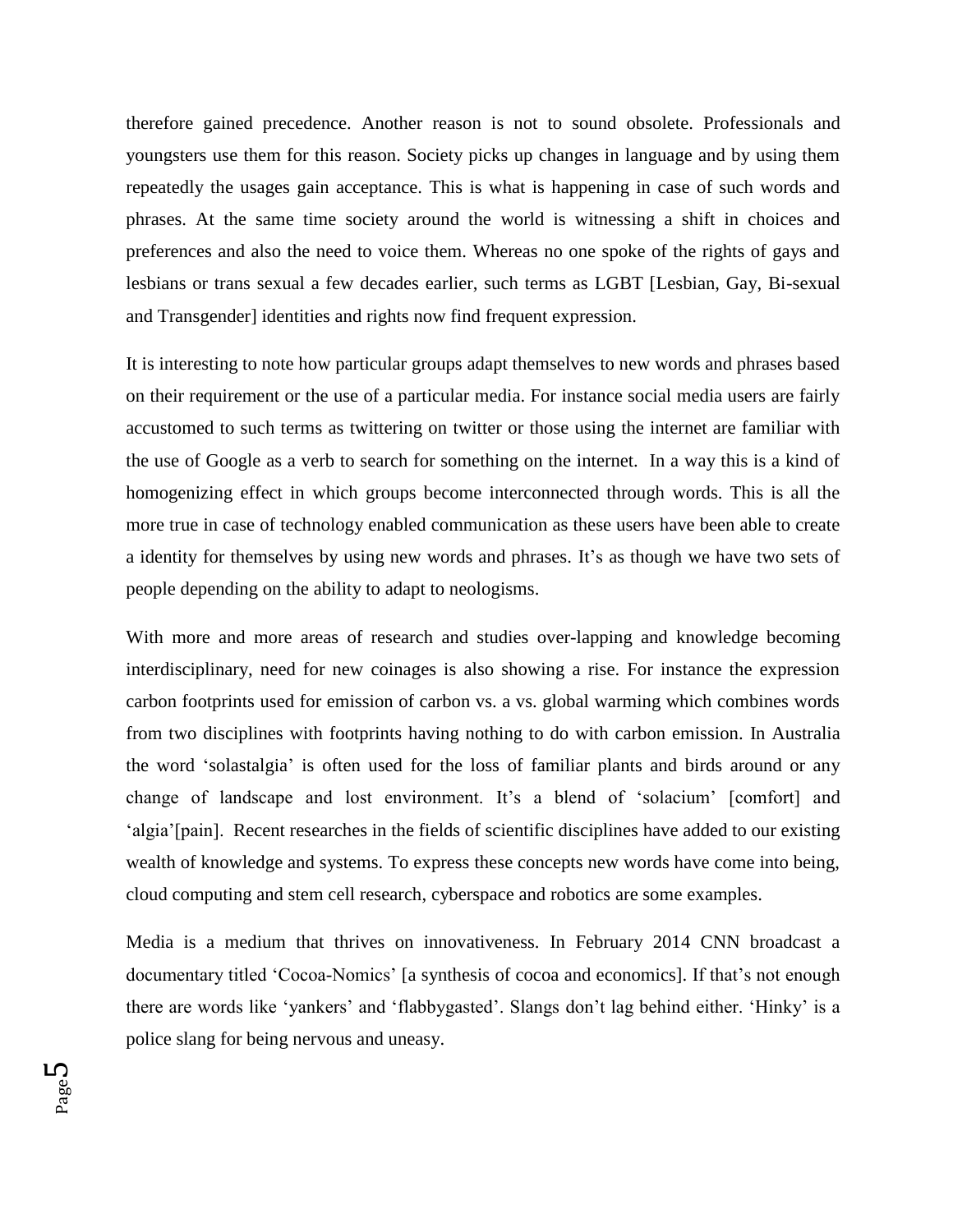therefore gained precedence. Another reason is not to sound obsolete. Professionals and youngsters use them for this reason. Society picks up changes in language and by using them repeatedly the usages gain acceptance. This is what is happening in case of such words and phrases. At the same time society around the world is witnessing a shift in choices and preferences and also the need to voice them. Whereas no one spoke of the rights of gays and lesbians or trans sexual a few decades earlier, such terms as LGBT [Lesbian, Gay, Bi-sexual and Transgender] identities and rights now find frequent expression.

It is interesting to note how particular groups adapt themselves to new words and phrases based on their requirement or the use of a particular media. For instance social media users are fairly accustomed to such terms as twittering on twitter or those using the internet are familiar with the use of Google as a verb to search for something on the internet. In a way this is a kind of homogenizing effect in which groups become interconnected through words. This is all the more true in case of technology enabled communication as these users have been able to create a identity for themselves by using new words and phrases. It's as though we have two sets of people depending on the ability to adapt to neologisms.

With more and more areas of research and studies over-lapping and knowledge becoming interdisciplinary, need for new coinages is also showing a rise. For instance the expression carbon footprints used for emission of carbon vs. a vs. global warming which combines words from two disciplines with footprints having nothing to do with carbon emission. In Australia the word 'solastalgia' is often used for the loss of familiar plants and birds around or any change of landscape and lost environment. It's a blend of 'solacium' [comfort] and 'algia'[pain]. Recent researches in the fields of scientific disciplines have added to our existing wealth of knowledge and systems. To express these concepts new words have come into being, cloud computing and stem cell research, cyberspace and robotics are some examples.

Media is a medium that thrives on innovativeness. In February 2014 CNN broadcast a documentary titled 'Cocoa-Nomics' [a synthesis of cocoa and economics]. If that's not enough there are words like 'yankers' and 'flabbygasted'. Slangs don't lag behind either. 'Hinky' is a police slang for being nervous and uneasy.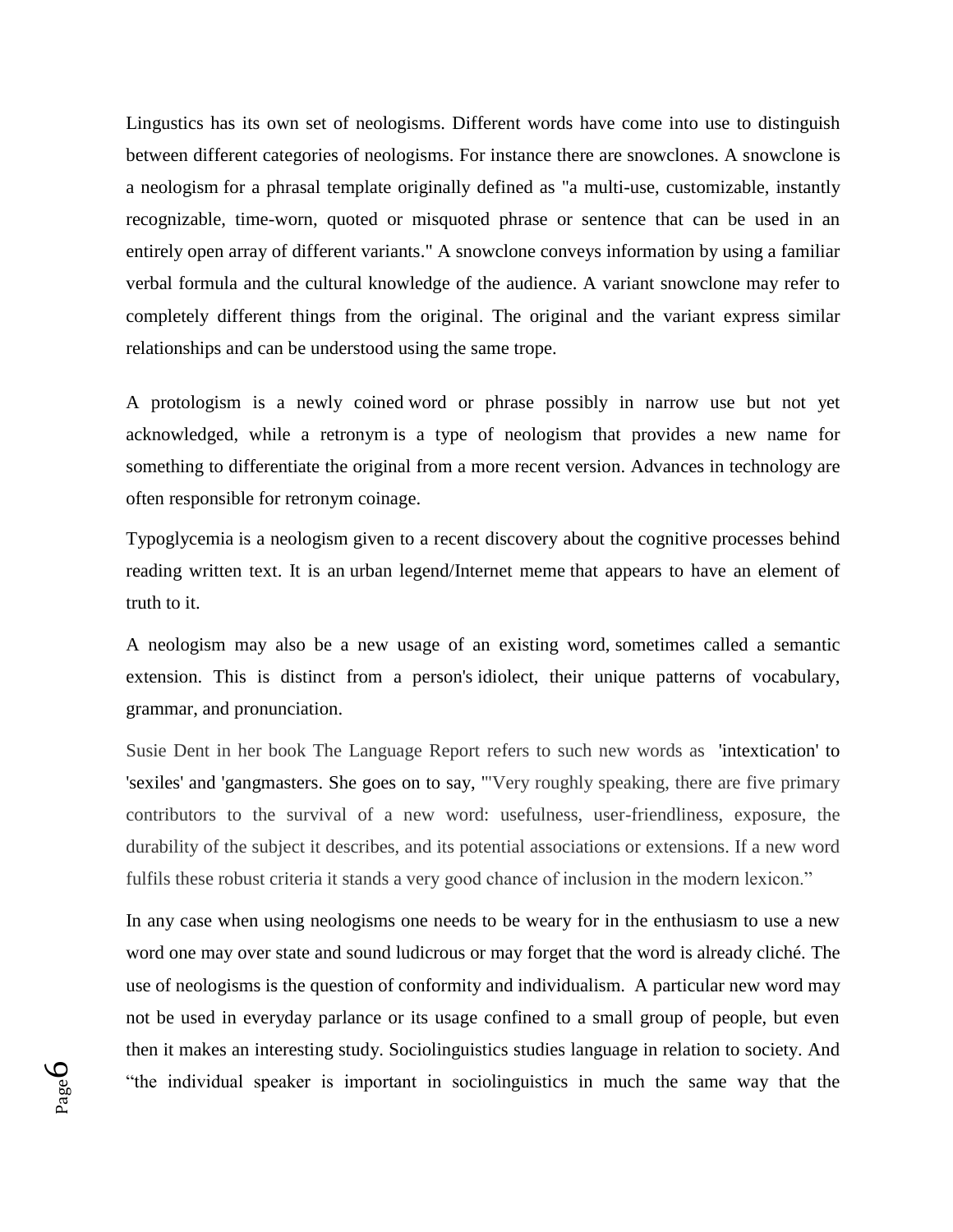Lingustics has its own set of neologisms. Different words have come into use to distinguish between different categories of neologisms. For instance there are snowclones. A snowclone is a neologism for a phrasal template originally defined as "a multi-use, customizable, instantly recognizable, time-worn, quoted or misquoted phrase or sentence that can be used in an entirely open array of different variants." A snowclone conveys information by using a familiar verbal formula and the cultural knowledge of the audience. A variant snowclone may refer to completely different things from the original. The original and the variant express similar relationships and can be understood using the same trope.

A protologism is a newly coined word or phrase possibly in narrow use but not yet acknowledged, while a retronym is a type of neologism that provides a new name for something to differentiate the original from a more recent version. Advances in technology are often responsible for retronym coinage.

Typoglycemia is a neologism given to a recent discovery about the cognitive processes behind reading written text. It is an urban legend/Internet meme that appears to have an element of truth to it.

A neologism may also be a new usage of an existing word, sometimes called a semantic extension. This is distinct from a person's idiolect, their unique patterns of vocabulary, grammar, and pronunciation.

Susie Dent in her book The Language Report refers to such new words as 'intextication' to 'sexiles' and 'gangmasters. She goes on to say, "'Very roughly speaking, there are five primary contributors to the survival of a new word: usefulness, user-friendliness, exposure, the durability of the subject it describes, and its potential associations or extensions. If a new word fulfils these robust criteria it stands a very good chance of inclusion in the modern lexicon."

In any case when using neologisms one needs to be weary for in the enthusiasm to use a new word one may over state and sound ludicrous or may forget that the word is already cliché. The use of neologisms is the question of conformity and individualism. A particular new word may not be used in everyday parlance or its usage confined to a small group of people, but even then it makes an interesting study. Sociolinguistics studies language in relation to society. And "the individual speaker is important in sociolinguistics in much the same way that the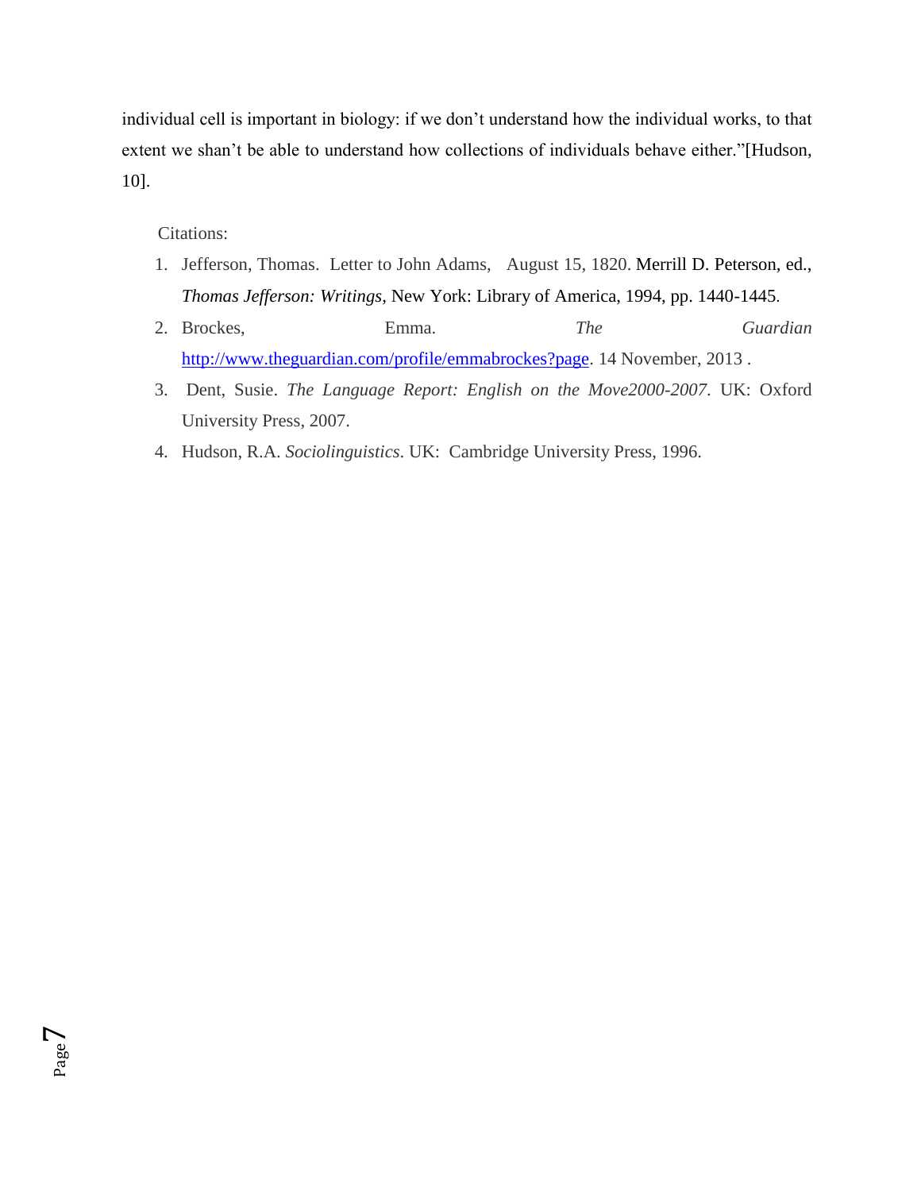individual cell is important in biology: if we don't understand how the individual works, to that extent we shan't be able to understand how collections of individuals behave either."[Hudson, 10].

Citations:

1. Jefferson, Thomas. Letter to John Adams, August 15, 1820. Merrill D. Peterson, ed., *Thomas Jefferson: Writings*, New York: Library of America, 1994, pp. 1440-1445.
2. Brockes, Emma. *The Guardian* http://www.theguardian.com/profile/emmabrockes?page. 14 November, 2013 .
3. Dent, Susie. *The Language Report: English on the Move2000-2007*. UK: Oxford University Press, 2007.
4. Hudson, R.A. *Sociolinguistics*. UK: Cambridge University Press, 1996.